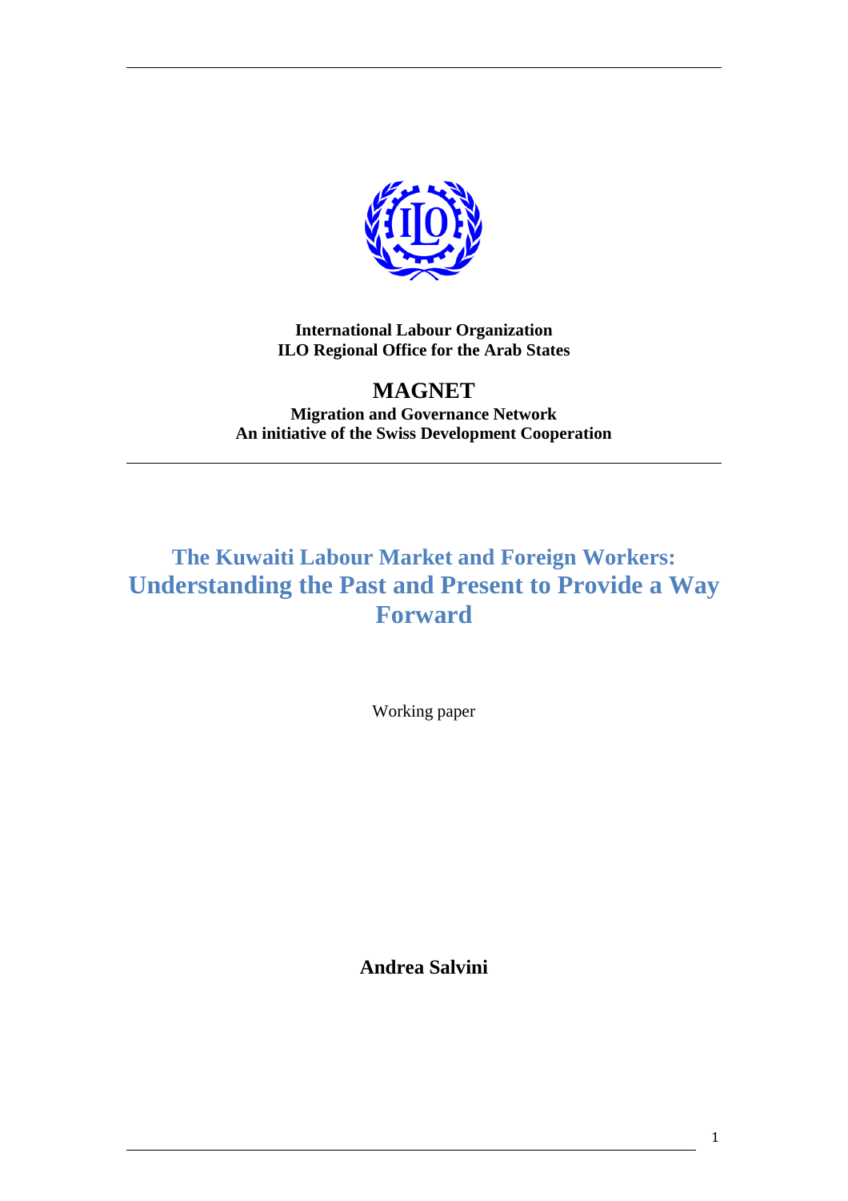**International Labour Organization**
**ILO Regional Office for the Arab States**

## MAGNET

**Migration and Governance Network**
**An initiative of the Swiss Development Cooperation**

# The Kuwaiti Labour Market and Foreign Workers: Understanding the Past and Present to Provide a Way Forward

Working paper

**Andrea Salvini**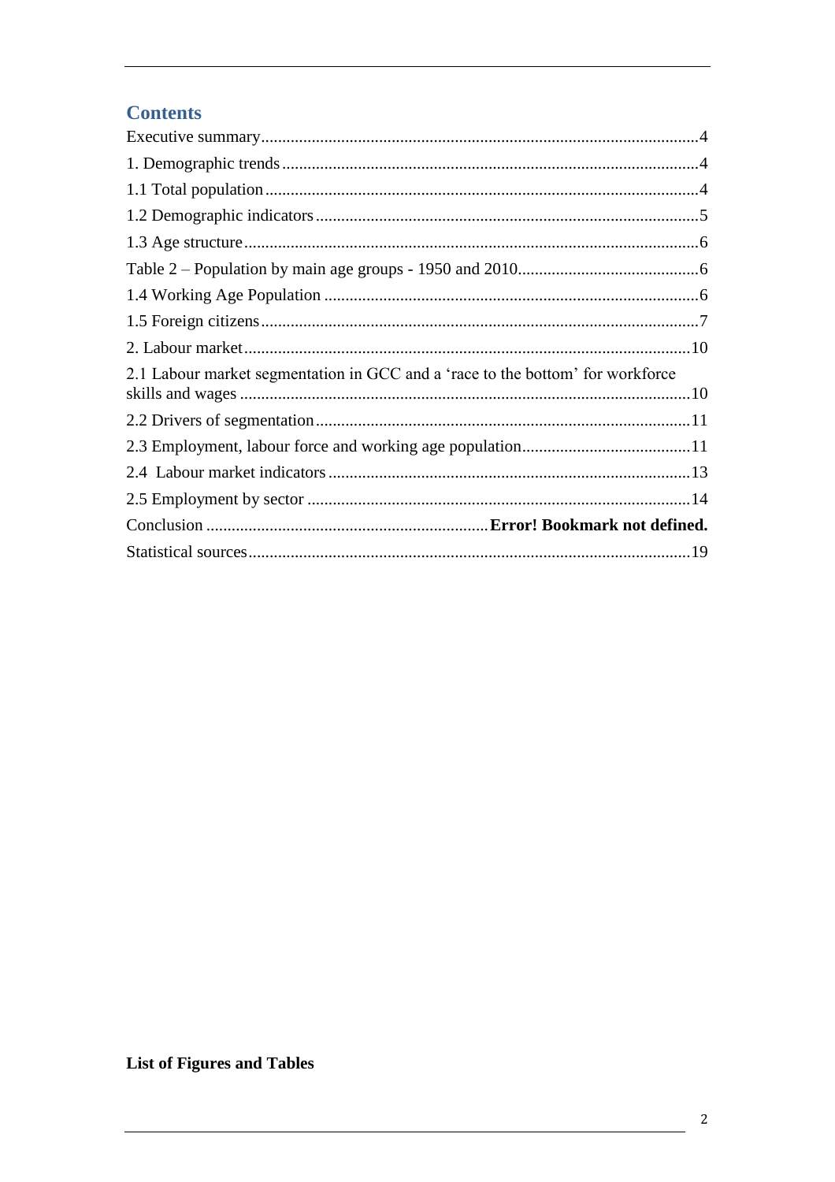## Contents

Executive summary.....4

1. Demographic trends.....4

1.1 Total population.....4

1.2 Demographic indicators.....5

1.3 Age structure.....6

Table 2 – Population by main age groups - 1950 and 2010.....6

1.4 Working Age Population.....6

1.5 Foreign citizens.....7

2. Labour market.....10

2.1 Labour market segmentation in GCC and a 'race to the bottom' for workforce skills and wages.....10

2.2 Drivers of segmentation.....11

2.3 Employment, labour force and working age population.....11

2.4 Labour market indicators.....13

2.5 Employment by sector.....14

Conclusion.....**Error! Bookmark not defined.**

Statistical sources.....19

**List of Figures and Tables**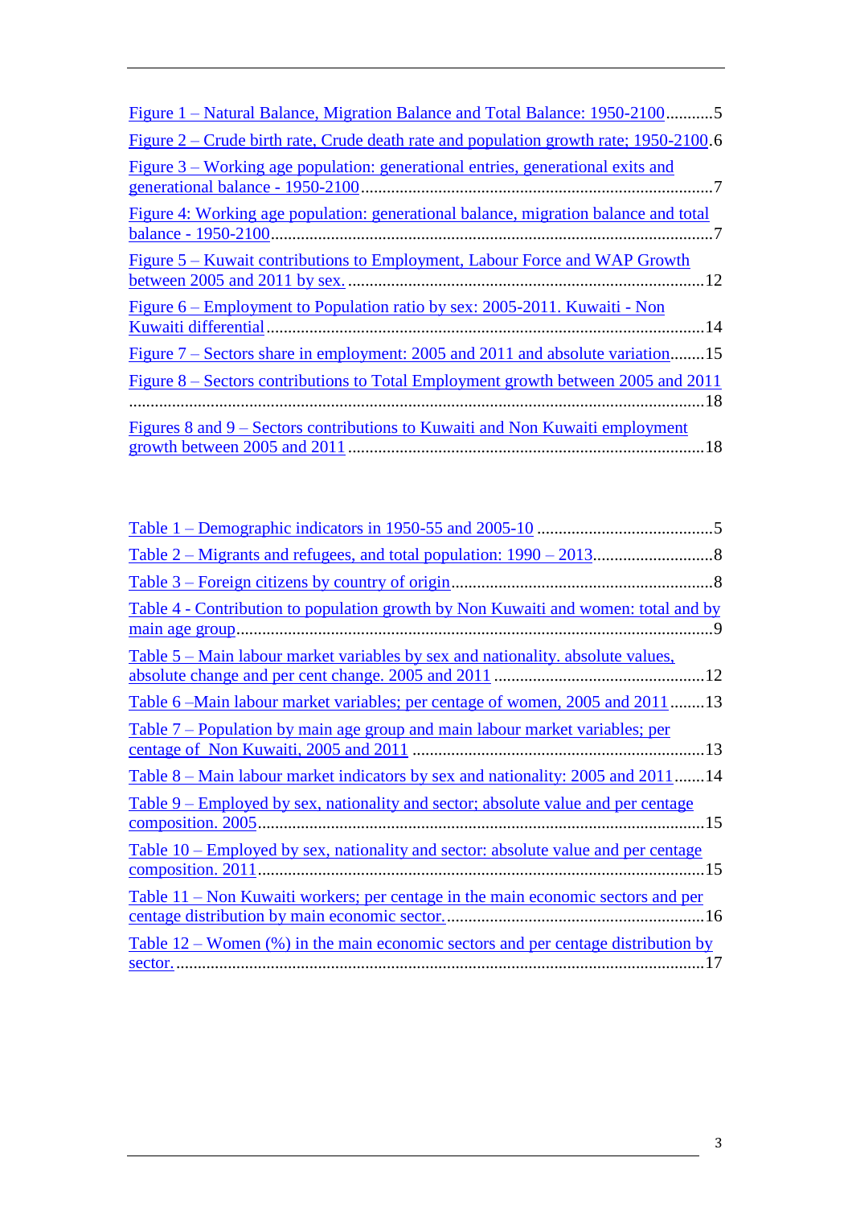Figure 1 – Natural Balance, Migration Balance and Total Balance: 1950-2100...........5

Figure 2 – Crude birth rate, Crude death rate and population growth rate; 1950-2100.6

Figure 3 – Working age population: generational entries, generational exits and generational balance - 1950-2100.......................................................................................7

Figure 4: Working age population: generational balance, migration balance and total balance - 1950-2100.......................................................................................................7

Figure 5 – Kuwait contributions to Employment, Labour Force and WAP Growth between 2005 and 2011 by sex. ....................................................................................12

Figure 6 – Employment to Population ratio by sex: 2005-2011. Kuwaiti - Non Kuwaiti differential..........................................................................................................14

Figure 7 – Sectors share in employment: 2005 and 2011 and absolute variation........15

Figure 8 – Sectors contributions to Total Employment growth between 2005 and 2011 ..................................................................................................................................18

Figures 8 and 9 – Sectors contributions to Kuwaiti and Non Kuwaiti employment growth between 2005 and 2011 ...................................................................................18

Table 1 – Demographic indicators in 1950-55 and 2005-10 .........................................5

Table 2 – Migrants and refugees, and total population: 1990 – 2013............................8

Table 3 – Foreign citizens by country of origin.............................................................8

Table 4 - Contribution to population growth by Non Kuwaiti and women: total and by main age group..............................................................................................................9

Table 5 – Main labour market variables by sex and nationality. absolute values, absolute change and per cent change. 2005 and 2011 .................................................12

Table 6 –Main labour market variables; per centage of women, 2005 and 2011........13

Table 7 – Population by main age group and main labour market variables; per centage of Non Kuwaiti, 2005 and 2011 ....................................................................13

Table 8 – Main labour market indicators by sex and nationality: 2005 and 2011.......14

Table 9 – Employed by sex, nationality and sector; absolute value and per centage composition. 2005.........................................................................................................15

Table 10 – Employed by sex, nationality and sector: absolute value and per centage composition. 2011.........................................................................................................15

Table 11 – Non Kuwaiti workers; per centage in the main economic sectors and per centage distribution by main economic sector.............................................................16

Table 12 – Women (%) in the main economic sectors and per centage distribution by sector............................................................................................................................17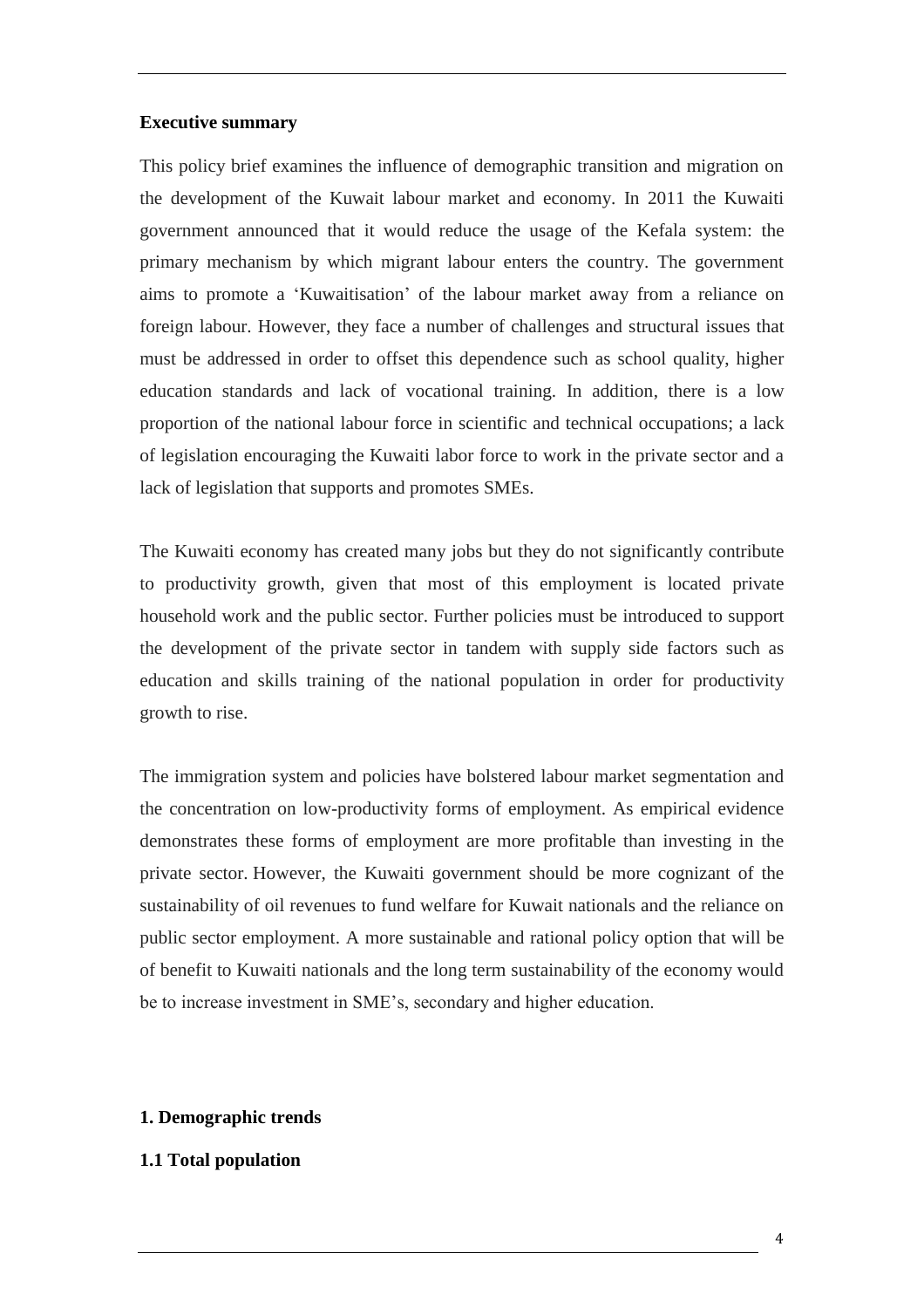**Executive summary**

This policy brief examines the influence of demographic transition and migration on the development of the Kuwait labour market and economy. In 2011 the Kuwaiti government announced that it would reduce the usage of the Kefala system: the primary mechanism by which migrant labour enters the country. The government aims to promote a 'Kuwaitisation' of the labour market away from a reliance on foreign labour. However, they face a number of challenges and structural issues that must be addressed in order to offset this dependence such as school quality, higher education standards and lack of vocational training. In addition, there is a low proportion of the national labour force in scientific and technical occupations; a lack of legislation encouraging the Kuwaiti labor force to work in the private sector and a lack of legislation that supports and promotes SMEs.

The Kuwaiti economy has created many jobs but they do not significantly contribute to productivity growth, given that most of this employment is located private household work and the public sector. Further policies must be introduced to support the development of the private sector in tandem with supply side factors such as education and skills training of the national population in order for productivity growth to rise.

The immigration system and policies have bolstered labour market segmentation and the concentration on low-productivity forms of employment. As empirical evidence demonstrates these forms of employment are more profitable than investing in the private sector. However, the Kuwaiti government should be more cognizant of the sustainability of oil revenues to fund welfare for Kuwait nationals and the reliance on public sector employment. A more sustainable and rational policy option that will be of benefit to Kuwaiti nationals and the long term sustainability of the economy would be to increase investment in SME's, secondary and higher education.

## 1. Demographic trends

### 1.1 Total population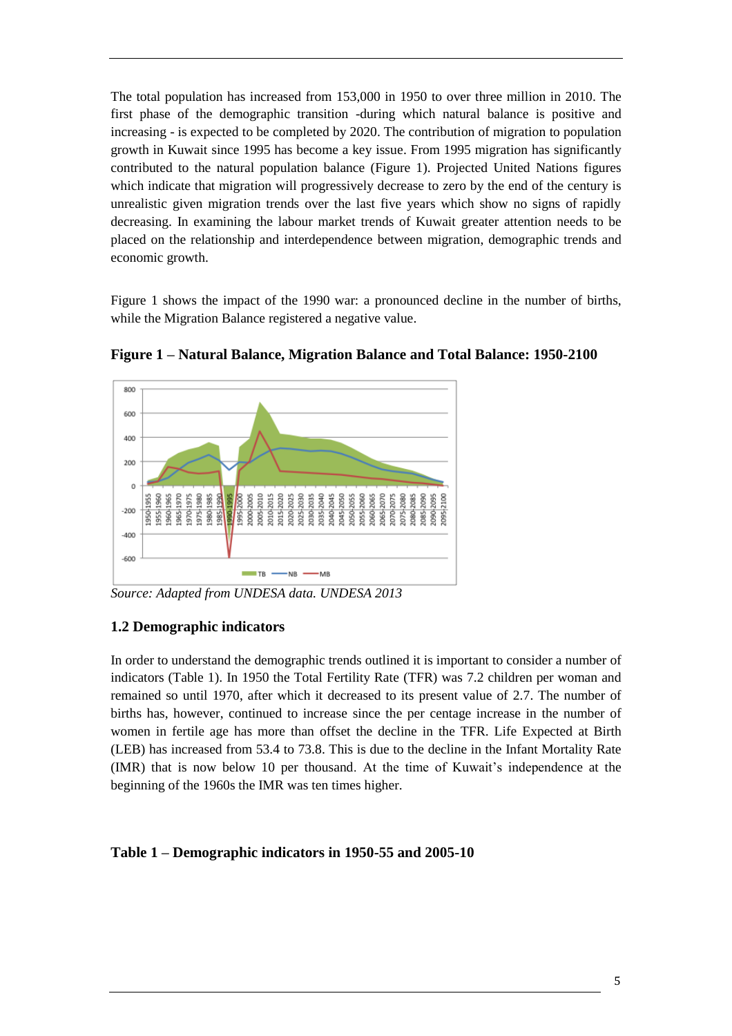The total population has increased from 153,000 in 1950 to over three million in 2010. The first phase of the demographic transition -during which natural balance is positive and increasing - is expected to be completed by 2020. The contribution of migration to population growth in Kuwait since 1995 has become a key issue. From 1995 migration has significantly contributed to the natural population balance (Figure 1). Projected United Nations figures which indicate that migration will progressively decrease to zero by the end of the century is unrealistic given migration trends over the last five years which show no signs of rapidly decreasing. In examining the labour market trends of Kuwait greater attention needs to be placed on the relationship and interdependence between migration, demographic trends and economic growth.

Figure 1 shows the impact of the 1990 war: a pronounced decline in the number of births, while the Migration Balance registered a negative value.

**Figure 1 – Natural Balance, Migration Balance and Total Balance: 1950-2100**

*Source: Adapted from UNDESA data. UNDESA 2013*

## 1.2 Demographic indicators

In order to understand the demographic trends outlined it is important to consider a number of indicators (Table 1). In 1950 the Total Fertility Rate (TFR) was 7.2 children per woman and remained so until 1970, after which it decreased to its present value of 2.7. The number of births has, however, continued to increase since the per centage increase in the number of women in fertile age has more than offset the decline in the TFR. Life Expected at Birth (LEB) has increased from 53.4 to 73.8. This is due to the decline in the Infant Mortality Rate (IMR) that is now below 10 per thousand. At the time of Kuwait's independence at the beginning of the 1960s the IMR was ten times higher.

**Table 1 – Demographic indicators in 1950-55 and 2005-10**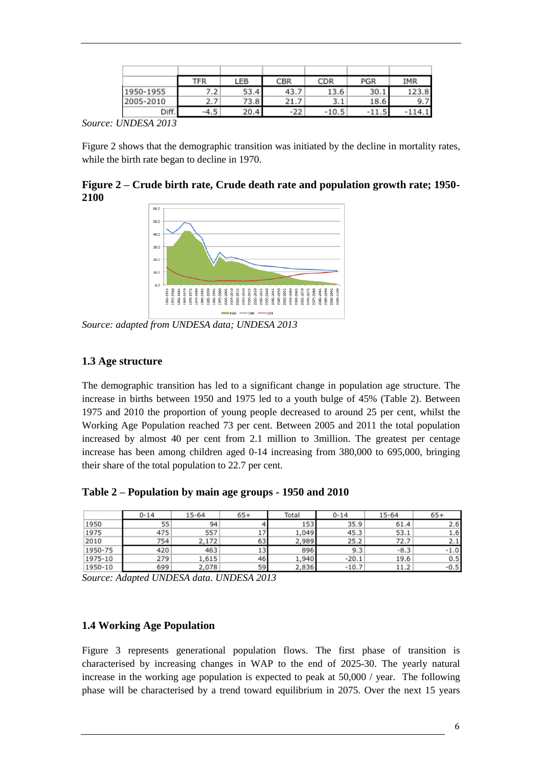|  | TFR | LEB | CBR | CDR | PGR | IMR |
|---|---|---|---|---|---|---|
| 1950-1955 | 7.2 | 53.4 | 43.7 | 13.6 | 30.1 | 123.8 |
| 2005-2010 | 2.7 | 73.8 | 21.7 | 3.1 | 18.6 | 9.7 |
| Diff. | -4.5 | 20.4 | -22 | -10.5 | -11.5 | -114.1 |

*Source: UNDESA 2013*

Figure 2 shows that the demographic transition was initiated by the decline in mortality rates, while the birth rate began to decline in 1970.

**Figure 2 – Crude birth rate, Crude death rate and population growth rate; 1950-2100**

*Source: adapted from UNDESA data; UNDESA 2013*

### 1.3 Age structure

The demographic transition has led to a significant change in population age structure. The increase in births between 1950 and 1975 led to a youth bulge of 45% (Table 2). Between 1975 and 2010 the proportion of young people decreased to around 25 per cent, whilst the Working Age Population reached 73 per cent. Between 2005 and 2011 the total population increased by almost 40 per cent from 2.1 million to 3million. The greatest per centage increase has been among children aged 0-14 increasing from 380,000 to 695,000, bringing their share of the total population to 22.7 per cent.

**Table 2 – Population by main age groups - 1950 and 2010**

|  | 0-14 | 15-64 | 65+ | Total | 0-14 | 15-64 | 65+ |
|---|---|---|---|---|---|---|---|
| 1950 | 55 | 94 | 4 | 153 | 35.9 | 61.4 | 2.6 |
| 1975 | 475 | 557 | 17 | 1,049 | 45.3 | 53.1 | 1.6 |
| 2010 | 754 | 2,172 | 63 | 2,989 | 25.2 | 72.7 | 2.1 |
| 1950-75 | 420 | 463 | 13 | 896 | 9.3 | -8.3 | -1.0 |
| 1975-10 | 279 | 1,615 | 46 | 1,940 | -20.1 | 19.6 | 0.5 |
| 1950-10 | 699 | 2,078 | 59 | 2,836 | -10.7 | 11.2 | -0.5 |

*Source: Adapted UNDESA data. UNDESA 2013*

### 1.4 Working Age Population

Figure 3 represents generational population flows. The first phase of transition is characterised by increasing changes in WAP to the end of 2025-30. The yearly natural increase in the working age population is expected to peak at 50,000 / year. The following phase will be characterised by a trend toward equilibrium in 2075. Over the next 15 years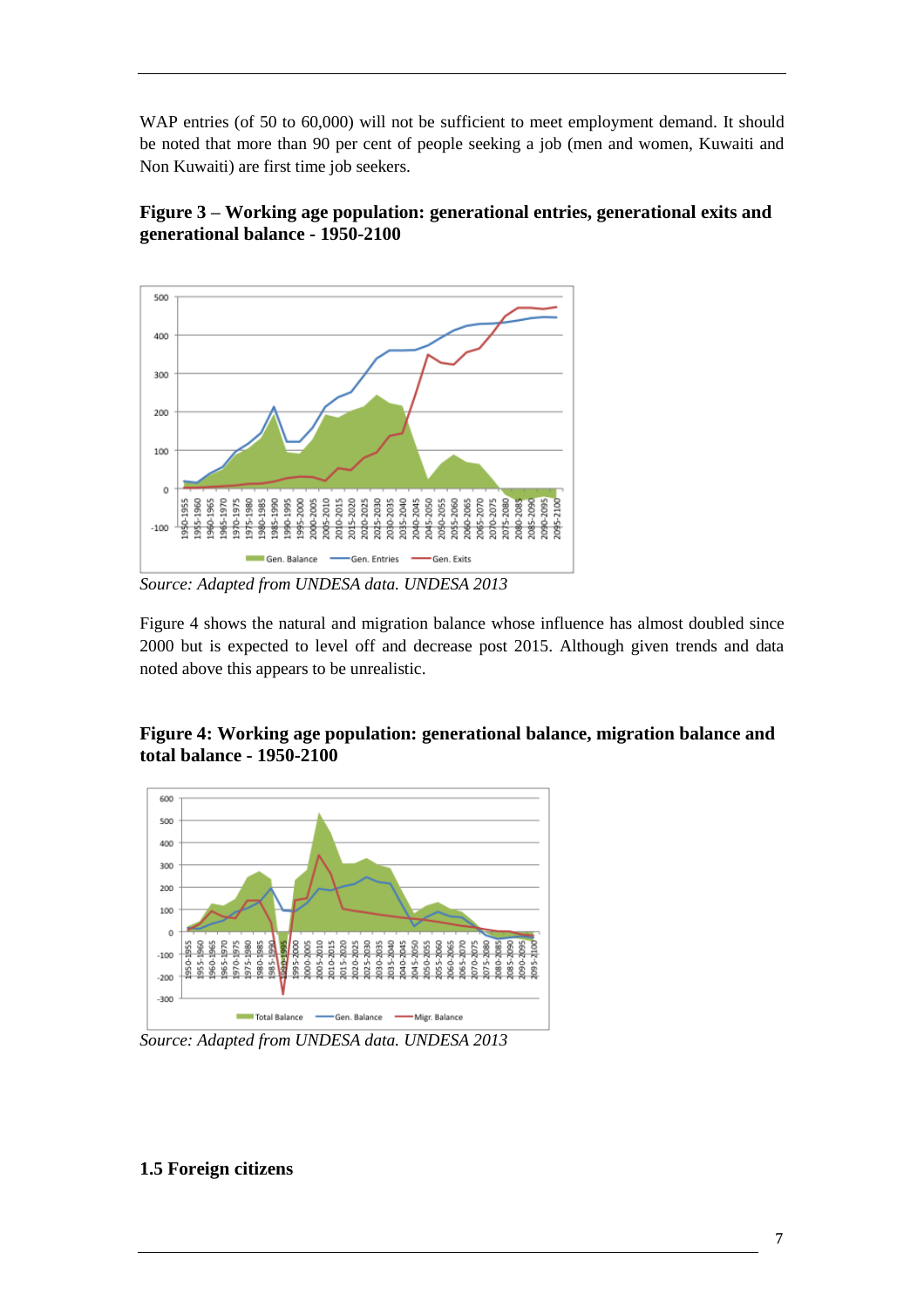WAP entries (of 50 to 60,000) will not be sufficient to meet employment demand. It should be noted that more than 90 per cent of people seeking a job (men and women, Kuwaiti and Non Kuwaiti) are first time job seekers.

**Figure 3 – Working age population: generational entries, generational exits and generational balance - 1950-2100**

*Source: Adapted from UNDESA data. UNDESA 2013*

Figure 4 shows the natural and migration balance whose influence has almost doubled since 2000 but is expected to level off and decrease post 2015. Although given trends and data noted above this appears to be unrealistic.

**Figure 4: Working age population: generational balance, migration balance and total balance - 1950-2100**

*Source: Adapted from UNDESA data. UNDESA 2013*

**1.5 Foreign citizens**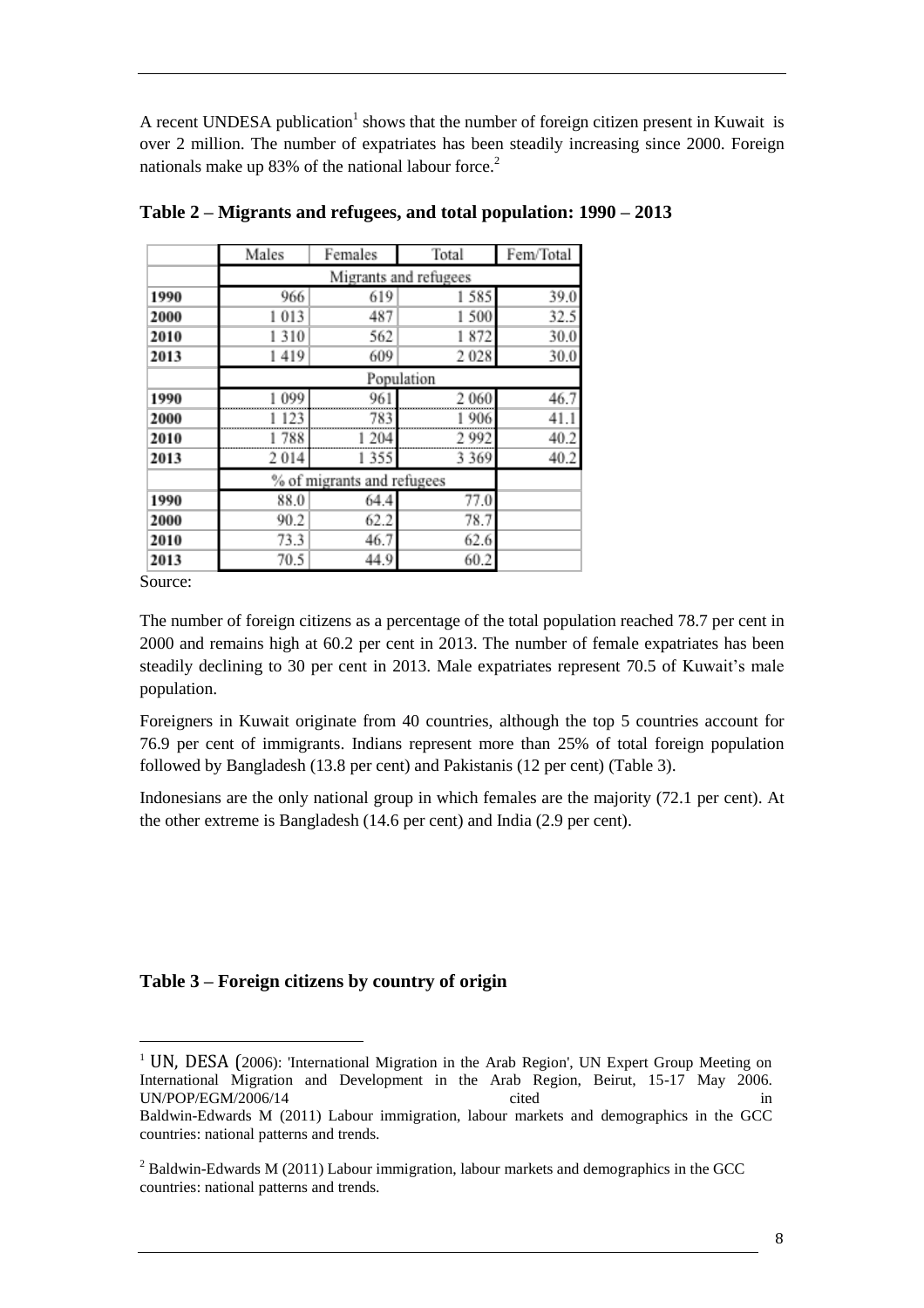A recent UNDESA publication[1] shows that the number of foreign citizen present in Kuwait is over 2 million. The number of expatriates has been steadily increasing since 2000. Foreign nationals make up 83% of the national labour force.[2]

**Table 2 – Migrants and refugees, and total population: 1990 – 2013**

| | Males | Females | Total | Fem/Total |
|---|---|---|---|---|
| | Migrants and refugees | | | |
| **1990** | 966 | 619 | 1 585 | 39.0 |
| **2000** | 1 013 | 487 | 1 500 | 32.5 |
| **2010** | 1 310 | 562 | 1 872 | 30.0 |
| **2013** | 1 419 | 609 | 2 028 | 30.0 |
| | Population | | | |
| **1990** | 1 099 | 961 | 2 060 | 46.7 |
| **2000** | 1 123 | 783 | 1 906 | 41.1 |
| **2010** | 1 788 | 1 204 | 2 992 | 40.2 |
| **2013** | 2 014 | 1 355 | 3 369 | 40.2 |
| | % of migrants and refugees | | | |
| **1990** | 88.0 | 64.4 | 77.0 | |
| **2000** | 90.2 | 62.2 | 78.7 | |
| **2010** | 73.3 | 46.7 | 62.6 | |
| **2013** | 70.5 | 44.9 | 60.2 | |

Source:

The number of foreign citizens as a percentage of the total population reached 78.7 per cent in 2000 and remains high at 60.2 per cent in 2013. The number of female expatriates has been steadily declining to 30 per cent in 2013. Male expatriates represent 70.5 of Kuwait's male population.

Foreigners in Kuwait originate from 40 countries, although the top 5 countries account for 76.9 per cent of immigrants. Indians represent more than 25% of total foreign population followed by Bangladesh (13.8 per cent) and Pakistanis (12 per cent) (Table 3).

Indonesians are the only national group in which females are the majority (72.1 per cent). At the other extreme is Bangladesh (14.6 per cent) and India (2.9 per cent).

**Table 3 – Foreign citizens by country of origin**

[1] UN, DESA (2006): 'International Migration in the Arab Region', UN Expert Group Meeting on International Migration and Development in the Arab Region, Beirut, 15-17 May 2006. UN/POP/EGM/2006/14 cited in Baldwin-Edwards M (2011) Labour immigration, labour markets and demographics in the GCC countries: national patterns and trends.

[2] Baldwin-Edwards M (2011) Labour immigration, labour markets and demographics in the GCC countries: national patterns and trends.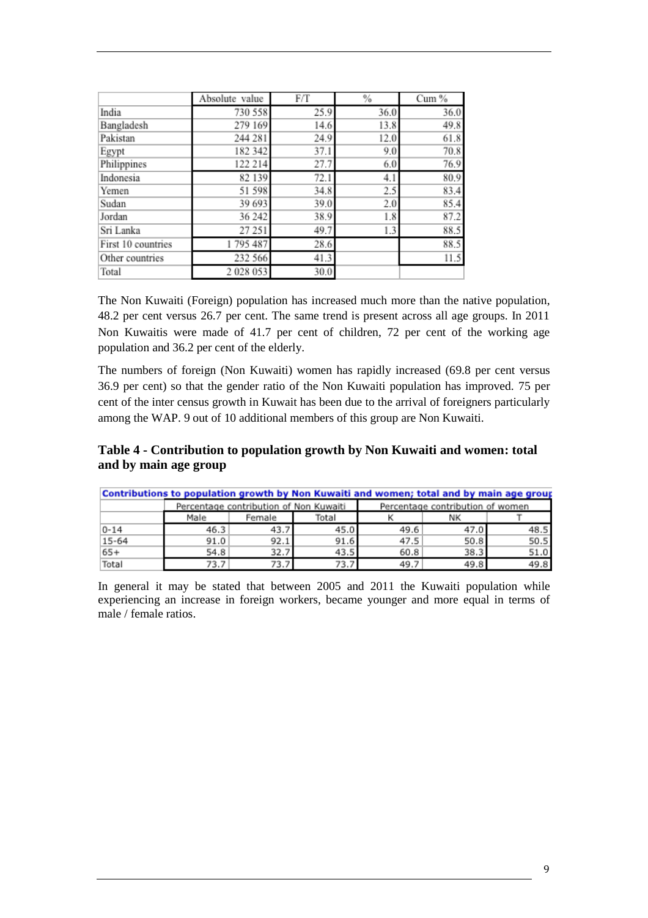|  | Absolute value | F/T | % | Cum % |
|---|---|---|---|---|
| India | 730 558 | 25.9 | 36.0 | 36.0 |
| Bangladesh | 279 169 | 14.6 | 13.8 | 49.8 |
| Pakistan | 244 281 | 24.9 | 12.0 | 61.8 |
| Egypt | 182 342 | 37.1 | 9.0 | 70.8 |
| Philippines | 122 214 | 27.7 | 6.0 | 76.9 |
| Indonesia | 82 139 | 72.1 | 4.1 | 80.9 |
| Yemen | 51 598 | 34.8 | 2.5 | 83.4 |
| Sudan | 39 693 | 39.0 | 2.0 | 85.4 |
| Jordan | 36 242 | 38.9 | 1.8 | 87.2 |
| Sri Lanka | 27 251 | 49.7 | 1.3 | 88.5 |
| First 10 countries | 1 795 487 | 28.6 |  | 88.5 |
| Other countries | 232 566 | 41.3 |  | 11.5 |
| Total | 2 028 053 | 30.0 |  |  |

The Non Kuwaiti (Foreign) population has increased much more than the native population, 48.2 per cent versus 26.7 per cent. The same trend is present across all age groups. In 2011 Non Kuwaitis were made of 41.7 per cent of children, 72 per cent of the working age population and 36.2 per cent of the elderly.

The numbers of foreign (Non Kuwaiti) women has rapidly increased (69.8 per cent versus 36.9 per cent) so that the gender ratio of the Non Kuwaiti population has improved. 75 per cent of the inter census growth in Kuwait has been due to the arrival of foreigners particularly among the WAP. 9 out of 10 additional members of this group are Non Kuwaiti.

**Table 4 - Contribution to population growth by Non Kuwaiti and women: total and by main age group**

Contributions to population growth by Non Kuwaiti and women; total and by main age group

|  | Percentage contribution of Non Kuwaiti | | | Percentage contribution of women | | |
|---|---|---|---|---|---|---|
|  | Male | Female | Total | K | NK | T |
| 0-14 | 46.3 | 43.7 | 45.0 | 49.6 | 47.0 | 48.5 |
| 15-64 | 91.0 | 92.1 | 91.6 | 47.5 | 50.8 | 50.5 |
| 65+ | 54.8 | 32.7 | 43.5 | 60.8 | 38.3 | 51.0 |
| Total | 73.7 | 73.7 | 73.7 | 49.7 | 49.8 | 49.8 |

In general it may be stated that between 2005 and 2011 the Kuwaiti population while experiencing an increase in foreign workers, became younger and more equal in terms of male / female ratios.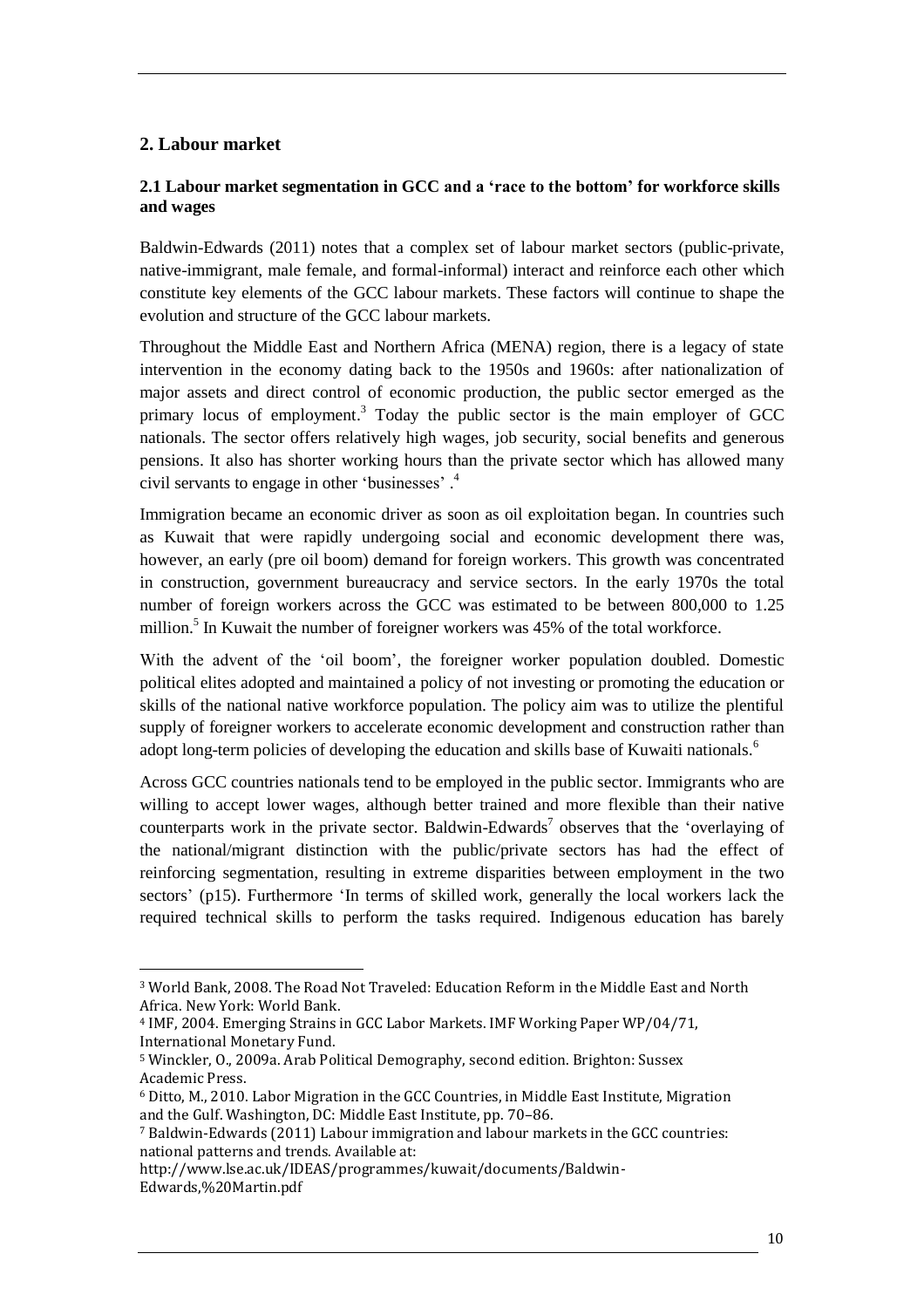## 2. Labour market

### 2.1 Labour market segmentation in GCC and a 'race to the bottom' for workforce skills and wages

Baldwin-Edwards (2011) notes that a complex set of labour market sectors (public-private, native-immigrant, male female, and formal-informal) interact and reinforce each other which constitute key elements of the GCC labour markets. These factors will continue to shape the evolution and structure of the GCC labour markets.

Throughout the Middle East and Northern Africa (MENA) region, there is a legacy of state intervention in the economy dating back to the 1950s and 1960s: after nationalization of major assets and direct control of economic production, the public sector emerged as the primary locus of employment.[3] Today the public sector is the main employer of GCC nationals. The sector offers relatively high wages, job security, social benefits and generous pensions. It also has shorter working hours than the private sector which has allowed many civil servants to engage in other 'businesses' .[4]

Immigration became an economic driver as soon as oil exploitation began. In countries such as Kuwait that were rapidly undergoing social and economic development there was, however, an early (pre oil boom) demand for foreign workers. This growth was concentrated in construction, government bureaucracy and service sectors. In the early 1970s the total number of foreign workers across the GCC was estimated to be between 800,000 to 1.25 million.[5] In Kuwait the number of foreigner workers was 45% of the total workforce.

With the advent of the 'oil boom', the foreigner worker population doubled. Domestic political elites adopted and maintained a policy of not investing or promoting the education or skills of the national native workforce population. The policy aim was to utilize the plentiful supply of foreigner workers to accelerate economic development and construction rather than adopt long-term policies of developing the education and skills base of Kuwaiti nationals.[6]

Across GCC countries nationals tend to be employed in the public sector. Immigrants who are willing to accept lower wages, although better trained and more flexible than their native counterparts work in the private sector. Baldwin-Edwards[7] observes that the 'overlaying of the national/migrant distinction with the public/private sectors has had the effect of reinforcing segmentation, resulting in extreme disparities between employment in the two sectors' (p15). Furthermore 'In terms of skilled work, generally the local workers lack the required technical skills to perform the tasks required. Indigenous education has barely

---

[3] World Bank, 2008. The Road Not Traveled: Education Reform in the Middle East and North Africa. New York: World Bank.

[4] IMF, 2004. Emerging Strains in GCC Labor Markets. IMF Working Paper WP/04/71, International Monetary Fund.

[5] Winckler, O., 2009a. Arab Political Demography, second edition. Brighton: Sussex Academic Press.

[6] Ditto, M., 2010. Labor Migration in the GCC Countries, in Middle East Institute, Migration and the Gulf. Washington, DC: Middle East Institute, pp. 70–86.

[7] Baldwin-Edwards (2011) Labour immigration and labour markets in the GCC countries: national patterns and trends. Available at: http://www.lse.ac.uk/IDEAS/programmes/kuwait/documents/Baldwin-Edwards,%20Martin.pdf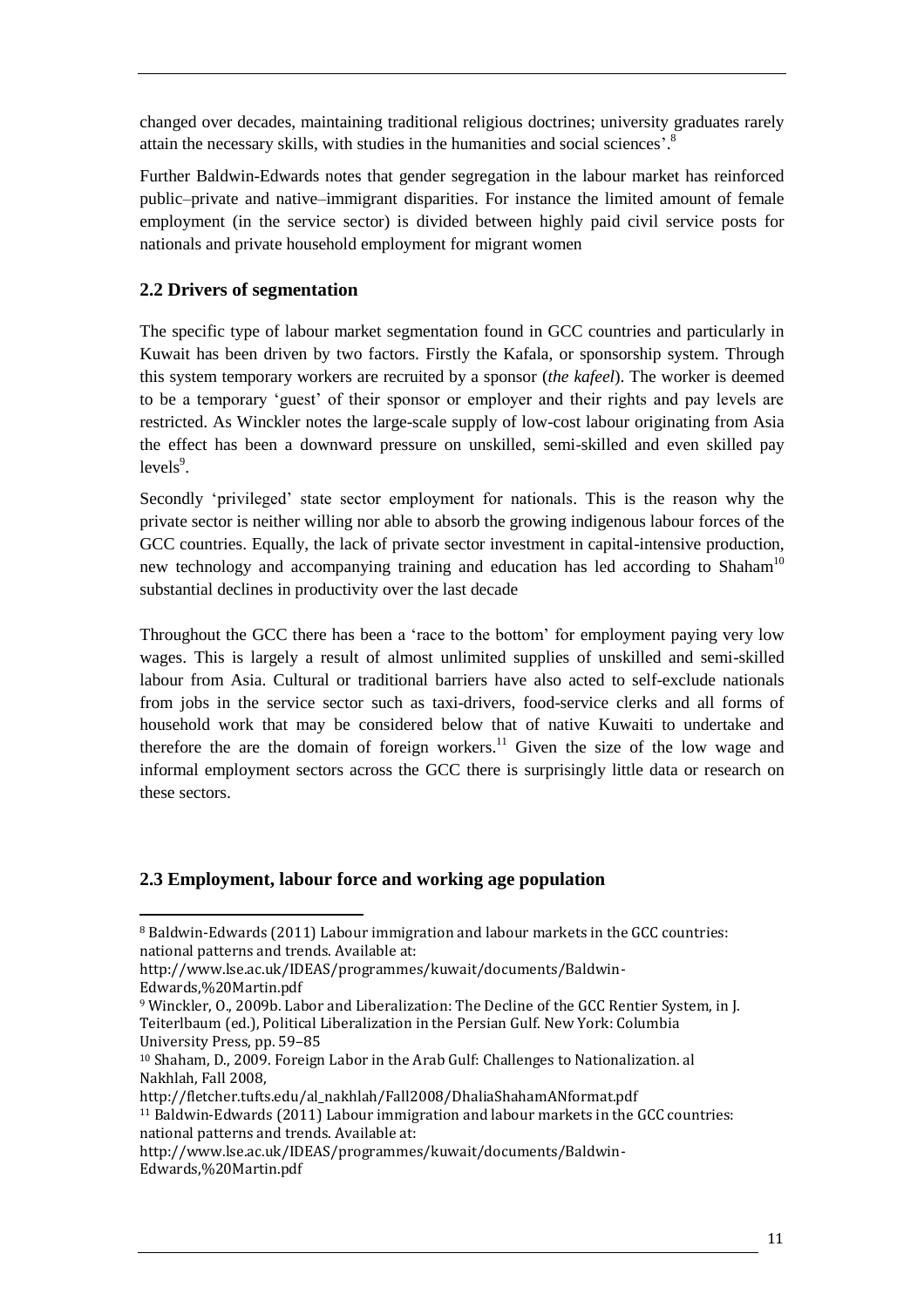changed over decades, maintaining traditional religious doctrines; university graduates rarely attain the necessary skills, with studies in the humanities and social sciences'.[8]

Further Baldwin-Edwards notes that gender segregation in the labour market has reinforced public–private and native–immigrant disparities. For instance the limited amount of female employment (in the service sector) is divided between highly paid civil service posts for nationals and private household employment for migrant women

## 2.2 Drivers of segmentation

The specific type of labour market segmentation found in GCC countries and particularly in Kuwait has been driven by two factors. Firstly the Kafala, or sponsorship system. Through this system temporary workers are recruited by a sponsor (*the kafeel*). The worker is deemed to be a temporary 'guest' of their sponsor or employer and their rights and pay levels are restricted. As Winckler notes the large-scale supply of low-cost labour originating from Asia the effect has been a downward pressure on unskilled, semi-skilled and even skilled pay levels[9].

Secondly 'privileged' state sector employment for nationals. This is the reason why the private sector is neither willing nor able to absorb the growing indigenous labour forces of the GCC countries. Equally, the lack of private sector investment in capital-intensive production, new technology and accompanying training and education has led according to Shaham[10] substantial declines in productivity over the last decade

Throughout the GCC there has been a 'race to the bottom' for employment paying very low wages. This is largely a result of almost unlimited supplies of unskilled and semi-skilled labour from Asia. Cultural or traditional barriers have also acted to self-exclude nationals from jobs in the service sector such as taxi-drivers, food-service clerks and all forms of household work that may be considered below that of native Kuwaiti to undertake and therefore the are the domain of foreign workers.[11] Given the size of the low wage and informal employment sectors across the GCC there is surprisingly little data or research on these sectors.

## 2.3 Employment, labour force and working age population

---

[8] Baldwin-Edwards (2011) Labour immigration and labour markets in the GCC countries: national patterns and trends. Available at: http://www.lse.ac.uk/IDEAS/programmes/kuwait/documents/Baldwin-Edwards,%20Martin.pdf

[9] Winckler, O., 2009b. Labor and Liberalization: The Decline of the GCC Rentier System, in J. Teiterlbaum (ed.), Political Liberalization in the Persian Gulf. New York: Columbia University Press, pp. 59–85

[10] Shaham, D., 2009. Foreign Labor in the Arab Gulf: Challenges to Nationalization. al Nakhlah, Fall 2008, http://fletcher.tufts.edu/al_nakhlah/Fall2008/DhaliaShahamANformat.pdf

[11] Baldwin-Edwards (2011) Labour immigration and labour markets in the GCC countries: national patterns and trends. Available at: http://www.lse.ac.uk/IDEAS/programmes/kuwait/documents/Baldwin-Edwards,%20Martin.pdf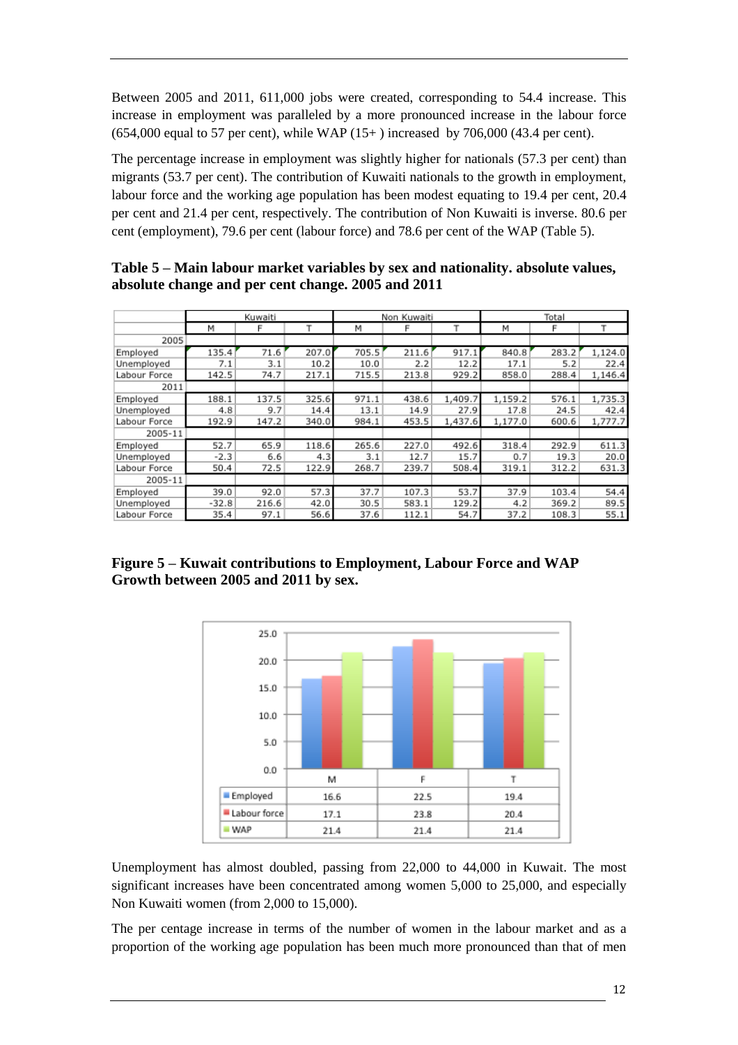Between 2005 and 2011, 611,000 jobs were created, corresponding to 54.4 increase. This increase in employment was paralleled by a more pronounced increase in the labour force (654,000 equal to 57 per cent), while WAP (15+ ) increased by 706,000 (43.4 per cent).

The percentage increase in employment was slightly higher for nationals (57.3 per cent) than migrants (53.7 per cent). The contribution of Kuwaiti nationals to the growth in employment, labour force and the working age population has been modest equating to 19.4 per cent, 20.4 per cent and 21.4 per cent, respectively. The contribution of Non Kuwaiti is inverse. 80.6 per cent (employment), 79.6 per cent (labour force) and 78.6 per cent of the WAP (Table 5).

**Table 5 – Main labour market variables by sex and nationality. absolute values, absolute change and per cent change. 2005 and 2011**

| | Kuwaiti | | | Non Kuwaiti | | | Total | | |
|---|---|---|---|---|---|---|---|---|---|
| | M | F | T | M | F | T | M | F | T |
| 2005 | | | | | | | | | |
| Employed | 135.4 | 71.6 | 207.0 | 705.5 | 211.6 | 917.1 | 840.8 | 283.2 | 1,124.0 |
| Unemployed | 7.1 | 3.1 | 10.2 | 10.0 | 2.2 | 12.2 | 17.1 | 5.2 | 22.4 |
| Labour Force | 142.5 | 74.7 | 217.1 | 715.5 | 213.8 | 929.2 | 858.0 | 288.4 | 1,146.4 |
| 2011 | | | | | | | | | |
| Employed | 188.1 | 137.5 | 325.6 | 971.1 | 438.6 | 1,409.7 | 1,159.2 | 576.1 | 1,735.3 |
| Unemployed | 4.8 | 9.7 | 14.4 | 13.1 | 14.9 | 27.9 | 17.8 | 24.5 | 42.4 |
| Labour Force | 192.9 | 147.2 | 340.0 | 984.1 | 453.5 | 1,437.6 | 1,177.0 | 600.6 | 1,777.7 |
| 2005-11 | | | | | | | | | |
| Employed | 52.7 | 65.9 | 118.6 | 265.6 | 227.0 | 492.6 | 318.4 | 292.9 | 611.3 |
| Unemployed | -2.3 | 6.6 | 4.3 | 3.1 | 12.7 | 15.7 | 0.7 | 19.3 | 20.0 |
| Labour Force | 50.4 | 72.5 | 122.9 | 268.7 | 239.7 | 508.4 | 319.1 | 312.2 | 631.3 |
| 2005-11 | | | | | | | | | |
| Employed | 39.0 | 92.0 | 57.3 | 37.7 | 107.3 | 53.7 | 37.9 | 103.4 | 54.4 |
| Unemployed | -32.8 | 216.6 | 42.0 | 30.5 | 583.1 | 129.2 | 4.2 | 369.2 | 89.5 |
| Labour Force | 35.4 | 97.1 | 56.6 | 37.6 | 112.1 | 54.7 | 37.2 | 108.3 | 55.1 |

**Figure 5 – Kuwait contributions to Employment, Labour Force and WAP Growth between 2005 and 2011 by sex.**

| | M | F | T |
|---|---|---|---|
| Employed | 16.6 | 22.5 | 19.4 |
| Labour force | 17.1 | 23.8 | 20.4 |
| WAP | 21.4 | 21.4 | 21.4 |

Unemployment has almost doubled, passing from 22,000 to 44,000 in Kuwait. The most significant increases have been concentrated among women 5,000 to 25,000, and especially Non Kuwaiti women (from 2,000 to 15,000).

The per centage increase in terms of the number of women in the labour market and as a proportion of the working age population has been much more pronounced than that of men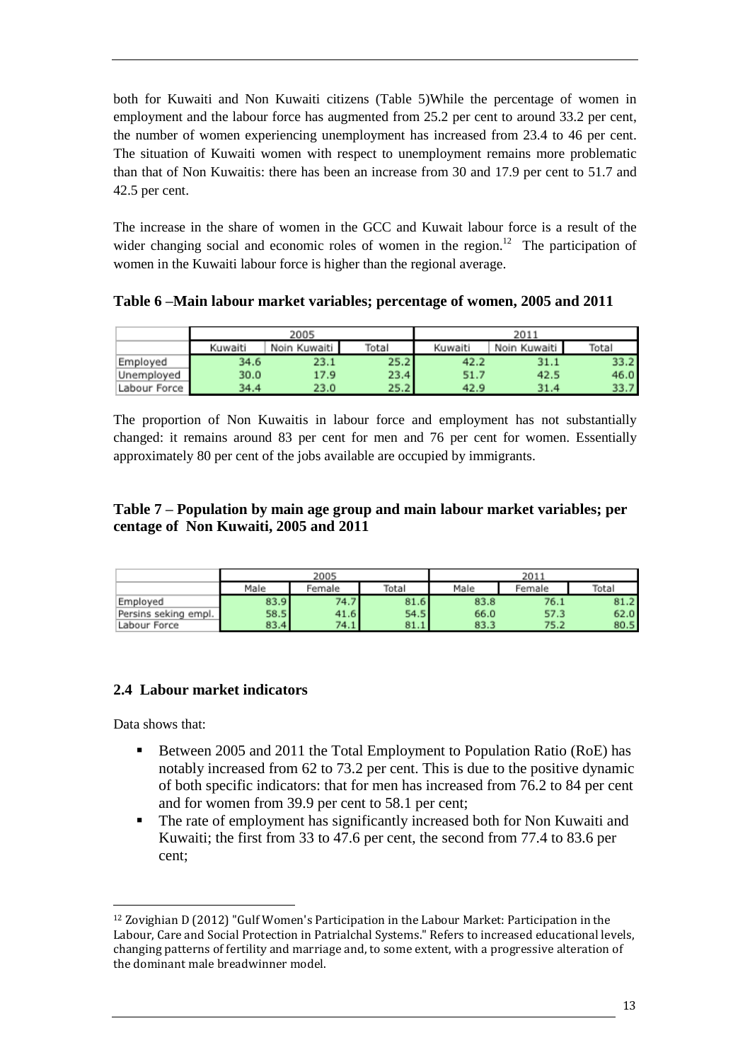both for Kuwaiti and Non Kuwaiti citizens (Table 5)While the percentage of women in employment and the labour force has augmented from 25.2 per cent to around 33.2 per cent, the number of women experiencing unemployment has increased from 23.4 to 46 per cent. The situation of Kuwaiti women with respect to unemployment remains more problematic than that of Non Kuwaitis: there has been an increase from 30 and 17.9 per cent to 51.7 and 42.5 per cent.

The increase in the share of women in the GCC and Kuwait labour force is a result of the wider changing social and economic roles of women in the region.[12] The participation of women in the Kuwaiti labour force is higher than the regional average.

**Table 6 –Main labour market variables; percentage of women, 2005 and 2011**

| | 2005 | | | 2011 | | |
|---|---|---|---|---|---|---|
| | Kuwaiti | Noin Kuwaiti | Total | Kuwaiti | Noin Kuwaiti | Total |
| Employed | 34.6 | 23.1 | 25.2 | 42.2 | 31.1 | 33.2 |
| Unemployed | 30.0 | 17.9 | 23.4 | 51.7 | 42.5 | 46.0 |
| Labour Force | 34.4 | 23.0 | 25.2 | 42.9 | 31.4 | 33.7 |

The proportion of Non Kuwaitis in labour force and employment has not substantially changed: it remains around 83 per cent for men and 76 per cent for women. Essentially approximately 80 per cent of the jobs available are occupied by immigrants.

**Table 7 – Population by main age group and main labour market variables; per centage of Non Kuwaiti, 2005 and 2011**

| | 2005 | | | 2011 | | |
|---|---|---|---|---|---|---|
| | Male | Female | Total | Male | Female | Total |
| Employed | 83.9 | 74.7 | 81.6 | 83.8 | 76.1 | 81.2 |
| Persins seking empl. | 58.5 | 41.6 | 54.5 | 66.0 | 57.3 | 62.0 |
| Labour Force | 83.4 | 74.1 | 81.1 | 83.3 | 75.2 | 80.5 |

## 2.4 Labour market indicators

Data shows that:

- Between 2005 and 2011 the Total Employment to Population Ratio (RoE) has notably increased from 62 to 73.2 per cent. This is due to the positive dynamic of both specific indicators: that for men has increased from 76.2 to 84 per cent and for women from 39.9 per cent to 58.1 per cent;
- The rate of employment has significantly increased both for Non Kuwaiti and Kuwaiti; the first from 33 to 47.6 per cent, the second from 77.4 to 83.6 per cent;

[12] Zovighian D (2012) "Gulf Women's Participation in the Labour Market: Participation in the Labour, Care and Social Protection in Patrialchal Systems." Refers to increased educational levels, changing patterns of fertility and marriage and, to some extent, with a progressive alteration of the dominant male breadwinner model.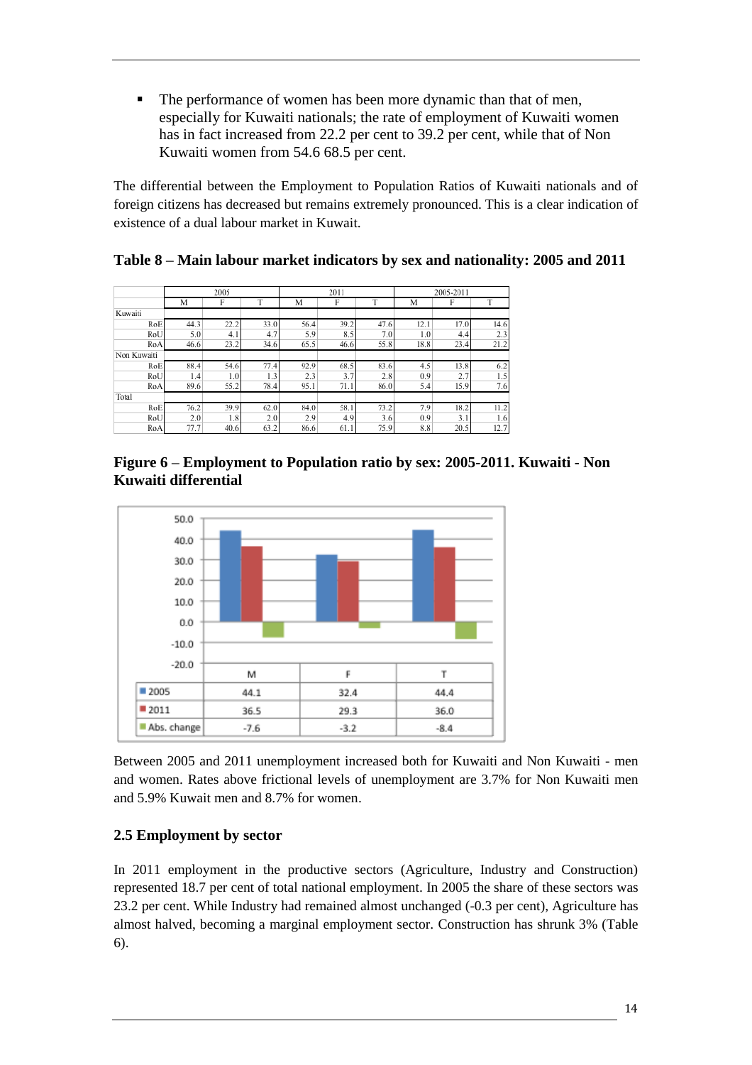- The performance of women has been more dynamic than that of men, especially for Kuwaiti nationals; the rate of employment of Kuwaiti women has in fact increased from 22.2 per cent to 39.2 per cent, while that of Non Kuwaiti women from 54.6 68.5 per cent.

The differential between the Employment to Population Ratios of Kuwaiti nationals and of foreign citizens has decreased but remains extremely pronounced. This is a clear indication of existence of a dual labour market in Kuwait.

**Table 8 – Main labour market indicators by sex and nationality: 2005 and 2011**

| | 2005 | | | 2011 | | | 2005-2011 | | |
|---|---|---|---|---|---|---|---|---|---|
| | M | F | T | M | F | T | M | F | T |
| Kuwaiti | | | | | | | | | |
| RoE | 44.3 | 22.2 | 33.0 | 56.4 | 39.2 | 47.6 | 12.1 | 17.0 | 14.6 |
| RoU | 5.0 | 4.1 | 4.7 | 5.9 | 8.5 | 7.0 | 1.0 | 4.4 | 2.3 |
| RoA | 46.6 | 23.2 | 34.6 | 65.5 | 46.6 | 55.8 | 18.8 | 23.4 | 21.2 |
| Non Kuwaiti | | | | | | | | | |
| RoE | 88.4 | 54.6 | 77.4 | 92.9 | 68.5 | 83.6 | 4.5 | 13.8 | 6.2 |
| RoU | 1.4 | 1.0 | 1.3 | 2.3 | 3.7 | 2.8 | 0.9 | 2.7 | 1.5 |
| RoA | 89.6 | 55.2 | 78.4 | 95.1 | 71.1 | 86.0 | 5.4 | 15.9 | 7.6 |
| Total | | | | | | | | | |
| RoE | 76.2 | 39.9 | 62.0 | 84.0 | 58.1 | 73.2 | 7.9 | 18.2 | 11.2 |
| RoU | 2.0 | 1.8 | 2.0 | 2.9 | 4.9 | 3.6 | 0.9 | 3.1 | 1.6 |
| RoA | 77.7 | 40.6 | 63.2 | 86.6 | 61.1 | 75.9 | 8.8 | 20.5 | 12.7 |

**Figure 6 – Employment to Population ratio by sex: 2005-2011. Kuwaiti - Non Kuwaiti differential**

| | M | F | T |
|---|---|---|---|
| 2005 | 44.1 | 32.4 | 44.4 |
| 2011 | 36.5 | 29.3 | 36.0 |
| Abs. change | -7.6 | -3.2 | -8.4 |

Between 2005 and 2011 unemployment increased both for Kuwaiti and Non Kuwaiti - men and women. Rates above frictional levels of unemployment are 3.7% for Non Kuwaiti men and 5.9% Kuwait men and 8.7% for women.

## 2.5 Employment by sector

In 2011 employment in the productive sectors (Agriculture, Industry and Construction) represented 18.7 per cent of total national employment. In 2005 the share of these sectors was 23.2 per cent. While Industry had remained almost unchanged (-0.3 per cent), Agriculture has almost halved, becoming a marginal employment sector. Construction has shrunk 3% (Table 6).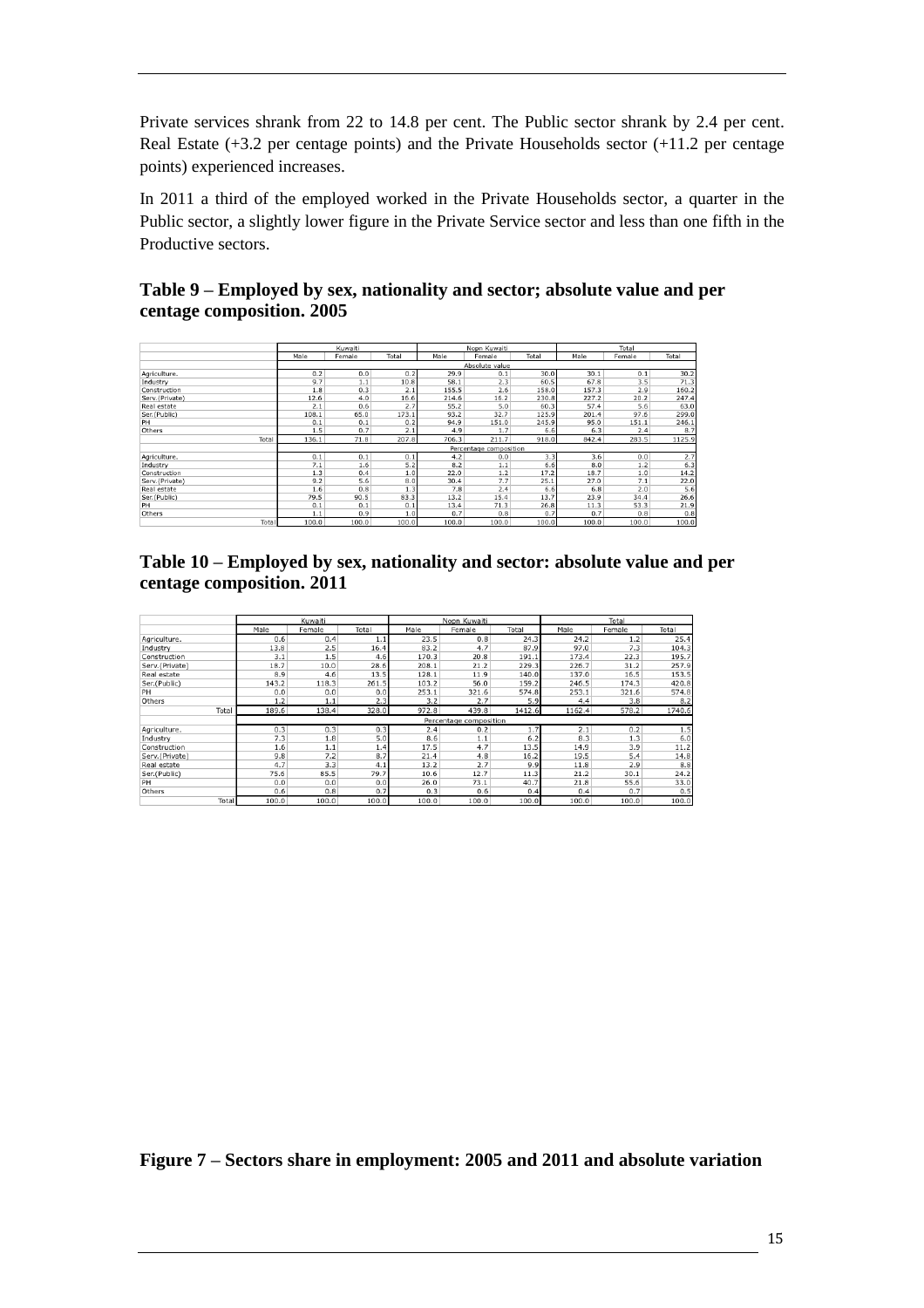Private services shrank from 22 to 14.8 per cent. The Public sector shrank by 2.4 per cent. Real Estate (+3.2 per centage points) and the Private Households sector (+11.2 per centage points) experienced increases.

In 2011 a third of the employed worked in the Private Households sector, a quarter in the Public sector, a slightly lower figure in the Private Service sector and less than one fifth in the Productive sectors.

## Table 9 – Employed by sex, nationality and sector; absolute value and per centage composition. 2005

| | Kuwaiti | | | Nopn Kuwaiti | | | Total | | |
|---|---|---|---|---|---|---|---|---|---|
| | Male | Female | Total | Male | Female | Total | Male | Female | Total |
| | Absolute value | | | | | | | | |
| Agriculture. | 0.2 | 0.0 | 0.2 | 29.9 | 0.1 | 30.0 | 30.1 | 0.1 | 30.2 |
| Industry | 9.7 | 1.1 | 10.8 | 58.1 | 2.3 | 60.5 | 67.8 | 3.5 | 71.3 |
| Construction | 1.8 | 0.3 | 2.1 | 155.5 | 2.6 | 158.0 | 157.3 | 2.9 | 160.2 |
| Serv.(Private) | 12.6 | 4.0 | 16.6 | 214.6 | 16.2 | 230.8 | 227.2 | 20.2 | 247.4 |
| Real estate | 2.1 | 0.6 | 2.7 | 55.2 | 5.0 | 60.3 | 57.4 | 5.6 | 63.0 |
| Ser.(Public) | 108.1 | 65.0 | 173.1 | 93.2 | 32.7 | 125.9 | 201.4 | 97.6 | 299.0 |
| PH | 0.1 | 0.1 | 0.2 | 94.9 | 151.0 | 245.9 | 95.0 | 151.1 | 246.1 |
| Others | 1.5 | 0.7 | 2.1 | 4.9 | 1.7 | 6.6 | 6.3 | 2.4 | 8.7 |
| Total | 136.1 | 71.8 | 207.8 | 706.3 | 211.7 | 918.0 | 842.4 | 283.5 | 1125.9 |
| | Percentage composition | | | | | | | | |
| Agriculture. | 0.1 | 0.1 | 0.1 | 4.2 | 0.0 | 3.3 | 3.6 | 0.0 | 2.7 |
| Industry | 7.1 | 1.6 | 5.2 | 8.2 | 1.1 | 6.6 | 8.0 | 1.2 | 6.3 |
| Construction | 1.3 | 0.4 | 1.0 | 22.0 | 1.2 | 17.2 | 18.7 | 1.0 | 14.2 |
| Serv.(Private) | 9.2 | 5.6 | 8.0 | 30.4 | 7.7 | 25.1 | 27.0 | 7.1 | 22.0 |
| Real estate | 1.6 | 0.8 | 1.3 | 7.8 | 2.4 | 6.6 | 6.8 | 2.0 | 5.6 |
| Ser.(Public) | 79.5 | 90.5 | 83.3 | 13.2 | 15.4 | 13.7 | 23.9 | 34.4 | 26.6 |
| PH | 0.1 | 0.1 | 0.1 | 13.4 | 71.3 | 26.8 | 11.3 | 53.3 | 21.9 |
| Others | 1.1 | 0.9 | 1.0 | 0.7 | 0.8 | 0.7 | 0.7 | 0.8 | 0.8 |
| Total | 100.0 | 100.0 | 100.0 | 100.0 | 100.0 | 100.0 | 100.0 | 100.0 | 100.0 |

## Table 10 – Employed by sex, nationality and sector: absolute value and per centage composition. 2011

| | Kuwaiti | | | Nopn Kuwaiti | | | Total | | |
|---|---|---|---|---|---|---|---|---|---|
| | Male | Female | Total | Male | Female | Total | Male | Female | Total |
| Agriculture. | 0.6 | 0.4 | 1.1 | 23.5 | 0.8 | 24.3 | 24.2 | 1.2 | 25.4 |
| Industry | 13.8 | 2.5 | 16.4 | 83.2 | 4.7 | 87.9 | 97.0 | 7.3 | 104.3 |
| Construction | 3.1 | 1.5 | 4.6 | 170.3 | 20.8 | 191.1 | 173.4 | 22.3 | 195.7 |
| Serv.(Private) | 18.7 | 10.0 | 28.6 | 208.1 | 21.2 | 229.3 | 226.7 | 31.2 | 257.9 |
| Real estate | 8.9 | 4.6 | 13.5 | 128.1 | 11.9 | 140.0 | 137.0 | 16.5 | 153.5 |
| Ser.(Public) | 143.2 | 118.3 | 261.5 | 103.2 | 56.0 | 159.2 | 246.5 | 174.3 | 420.8 |
| PH | 0.0 | 0.0 | 0.0 | 253.1 | 321.6 | 574.8 | 253.1 | 321.6 | 574.8 |
| Others | 1.2 | 1.1 | 2.3 | 3.2 | 2.7 | 5.9 | 4.4 | 3.8 | 8.2 |
| Total | 189.6 | 138.4 | 328.0 | 972.8 | 439.8 | 1412.6 | 1162.4 | 578.2 | 1740.6 |
| | Percentage composition | | | | | | | | |
| Agriculture. | 0.3 | 0.3 | 0.3 | 2.4 | 0.2 | 1.7 | 2.1 | 0.2 | 1.5 |
| Industry | 7.3 | 1.8 | 5.0 | 8.6 | 1.1 | 6.2 | 8.3 | 1.3 | 6.0 |
| Construction | 1.6 | 1.1 | 1.4 | 17.5 | 4.7 | 13.5 | 14.9 | 3.9 | 11.2 |
| Serv.(Private) | 9.8 | 7.2 | 8.7 | 21.4 | 4.8 | 16.2 | 19.5 | 5.4 | 14.8 |
| Real estate | 4.7 | 3.3 | 4.1 | 13.2 | 2.7 | 9.9 | 11.8 | 2.9 | 8.8 |
| Ser.(Public) | 75.6 | 85.5 | 79.7 | 10.6 | 12.7 | 11.3 | 21.2 | 30.1 | 24.2 |
| PH | 0.0 | 0.0 | 0.0 | 26.0 | 73.1 | 40.7 | 21.8 | 55.6 | 33.0 |
| Others | 0.6 | 0.8 | 0.7 | 0.3 | 0.6 | 0.4 | 0.4 | 0.7 | 0.5 |
| Total | 100.0 | 100.0 | 100.0 | 100.0 | 100.0 | 100.0 | 100.0 | 100.0 | 100.0 |

**Figure 7 – Sectors share in employment: 2005 and 2011 and absolute variation**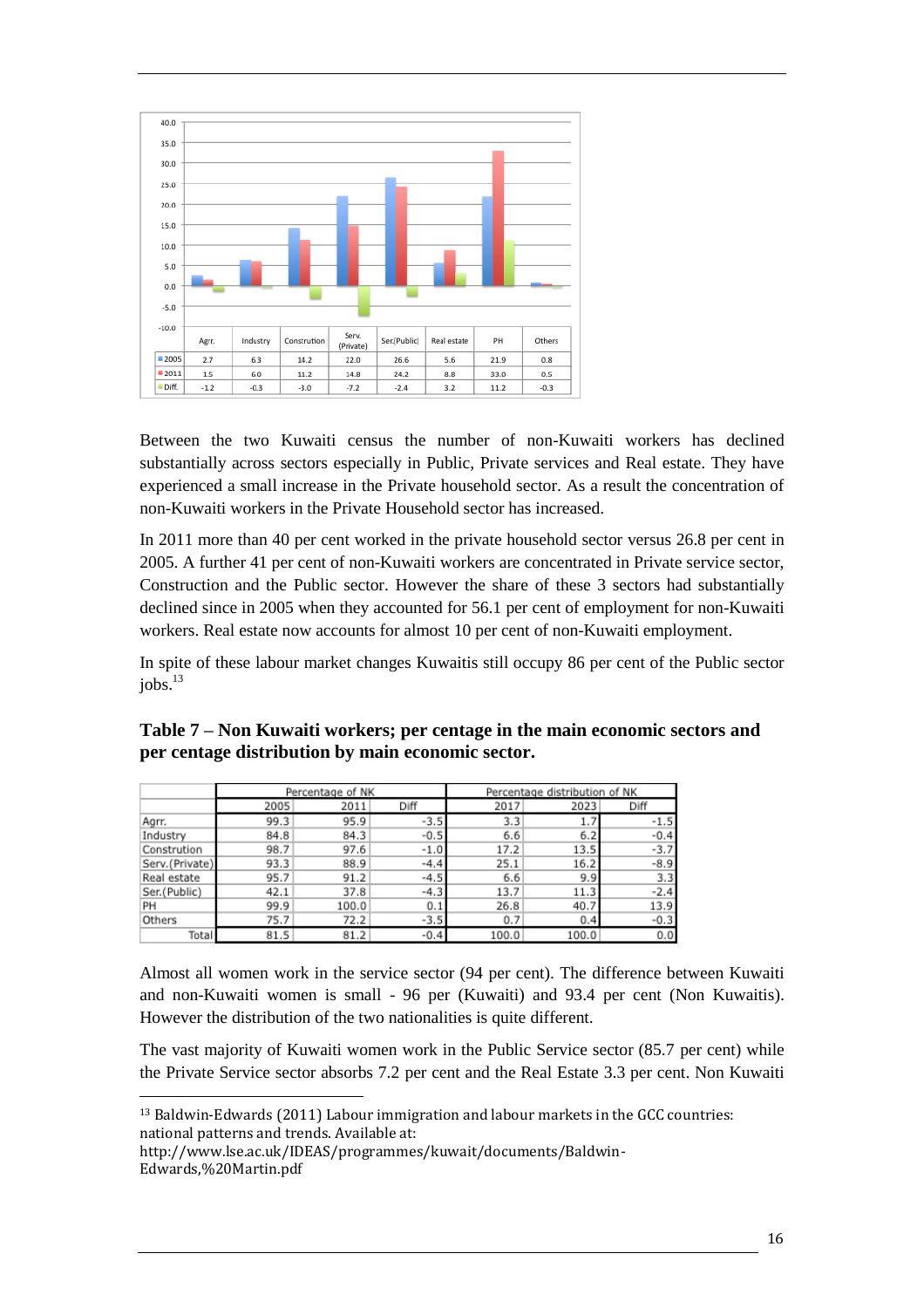| | Agrr. | Industry | Constrution | Serv. (Private) | Ser.(Public) | Real estate | PH | Others |
|---|---|---|---|---|---|---|---|---|
| 2005 | 2.7 | 6.3 | 14.2 | 22.0 | 26.6 | 5.6 | 21.9 | 0.8 |
| 2011 | 1.5 | 6.0 | 11.2 | 14.8 | 24.2 | 8.8 | 33.0 | 0.5 |
| Diff. | -1.2 | -0.3 | -3.0 | -7.2 | -2.4 | 3.2 | 11.2 | -0.3 |

Between the two Kuwaiti census the number of non-Kuwaiti workers has declined substantially across sectors especially in Public, Private services and Real estate. They have experienced a small increase in the Private household sector. As a result the concentration of non-Kuwaiti workers in the Private Household sector has increased.

In 2011 more than 40 per cent worked in the private household sector versus 26.8 per cent in 2005. A further 41 per cent of non-Kuwaiti workers are concentrated in Private service sector, Construction and the Public sector. However the share of these 3 sectors had substantially declined since in 2005 when they accounted for 56.1 per cent of employment for non-Kuwaiti workers. Real estate now accounts for almost 10 per cent of non-Kuwaiti employment.

In spite of these labour market changes Kuwaitis still occupy 86 per cent of the Public sector jobs.[13]

**Table 7 – Non Kuwaiti workers; per centage in the main economic sectors and per centage distribution by main economic sector.**

| | Percentage of NK | | | Percentage distribution of NK | | |
|---|---|---|---|---|---|---|
| | 2005 | 2011 | Diff | 2017 | 2023 | Diff |
| Agrr. | 99.3 | 95.9 | -3.5 | 3.3 | 1.7 | -1.5 |
| Industry | 84.8 | 84.3 | -0.5 | 6.6 | 6.2 | -0.4 |
| Constrution | 98.7 | 97.6 | -1.0 | 17.2 | 13.5 | -3.7 |
| Serv.(Private) | 93.3 | 88.9 | -4.4 | 25.1 | 16.2 | -8.9 |
| Real estate | 95.7 | 91.2 | -4.5 | 6.6 | 9.9 | 3.3 |
| Ser.(Public) | 42.1 | 37.8 | -4.3 | 13.7 | 11.3 | -2.4 |
| PH | 99.9 | 100.0 | 0.1 | 26.8 | 40.7 | 13.9 |
| Others | 75.7 | 72.2 | -3.5 | 0.7 | 0.4 | -0.3 |
| Total | 81.5 | 81.2 | -0.4 | 100.0 | 100.0 | 0.0 |

Almost all women work in the service sector (94 per cent). The difference between Kuwaiti and non-Kuwaiti women is small - 96 per (Kuwaiti) and 93.4 per cent (Non Kuwaitis). However the distribution of the two nationalities is quite different.

The vast majority of Kuwaiti women work in the Public Service sector (85.7 per cent) while the Private Service sector absorbs 7.2 per cent and the Real Estate 3.3 per cent. Non Kuwaiti

[13] Baldwin-Edwards (2011) Labour immigration and labour markets in the GCC countries: national patterns and trends. Available at: http://www.lse.ac.uk/IDEAS/programmes/kuwait/documents/Baldwin-Edwards,%20Martin.pdf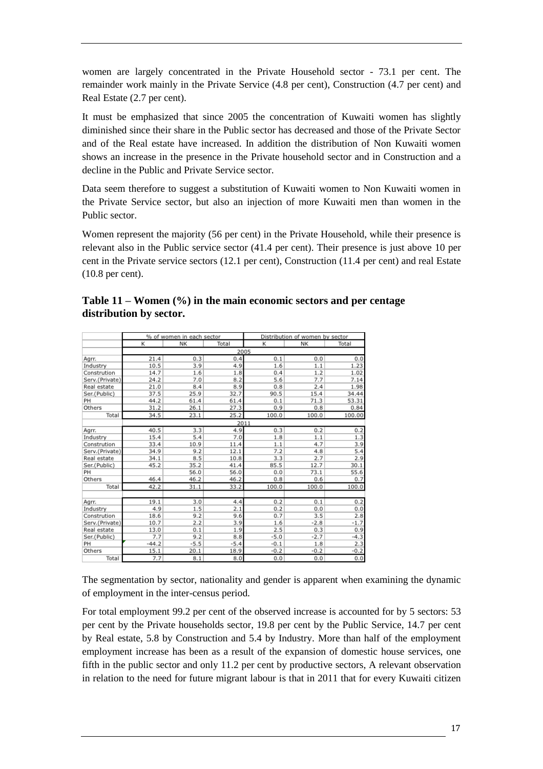women are largely concentrated in the Private Household sector - 73.1 per cent. The remainder work mainly in the Private Service (4.8 per cent), Construction (4.7 per cent) and Real Estate (2.7 per cent).

It must be emphasized that since 2005 the concentration of Kuwaiti women has slightly diminished since their share in the Public sector has decreased and those of the Private Sector and of the Real estate have increased. In addition the distribution of Non Kuwaiti women shows an increase in the presence in the Private household sector and in Construction and a decline in the Public and Private Service sector.

Data seem therefore to suggest a substitution of Kuwaiti women to Non Kuwaiti women in the Private Service sector, but also an injection of more Kuwaiti men than women in the Public sector.

Women represent the majority (56 per cent) in the Private Household, while their presence is relevant also in the Public service sector (41.4 per cent). Their presence is just above 10 per cent in the Private service sectors (12.1 per cent), Construction (11.4 per cent) and real Estate (10.8 per cent).

**Table 11 – Women (%) in the main economic sectors and per centage distribution by sector.**

| | % of women in each sector | | | Distribution of women by sector | | |
|---|---|---|---|---|---|---|
| | K | NK | Total | K | NK | Total |
| | | | 2005 | | | |
| Agrr. | 21.4 | 0.3 | 0.4 | 0.1 | 0.0 | 0.0 |
| Industry | 10.5 | 3.9 | 4.9 | 1.6 | 1.1 | 1.23 |
| Constrution | 14.7 | 1.6 | 1.8 | 0.4 | 1.2 | 1.02 |
| Serv.(Private) | 24.2 | 7.0 | 8.2 | 5.6 | 7.7 | 7.14 |
| Real estate | 21.0 | 8.4 | 8.9 | 0.8 | 2.4 | 1.98 |
| Ser.(Public) | 37.5 | 25.9 | 32.7 | 90.5 | 15.4 | 34.44 |
| PH | 44.2 | 61.4 | 61.4 | 0.1 | 71.3 | 53.31 |
| Others | 31.2 | 26.1 | 27.3 | 0.9 | 0.8 | 0.84 |
| Total | 34.5 | 23.1 | 25.2 | 100.0 | 100.0 | 100.00 |
| | | | 2011 | | | |
| Agrr. | 40.5 | 3.3 | 4.9 | 0.3 | 0.2 | 0.2 |
| Industry | 15.4 | 5.4 | 7.0 | 1.8 | 1.1 | 1.3 |
| Constrution | 33.4 | 10.9 | 11.4 | 1.1 | 4.7 | 3.9 |
| Serv.(Private) | 34.9 | 9.2 | 12.1 | 7.2 | 4.8 | 5.4 |
| Real estate | 34.1 | 8.5 | 10.8 | 3.3 | 2.7 | 2.9 |
| Ser.(Public) | 45.2 | 35.2 | 41.4 | 85.5 | 12.7 | 30.1 |
| PH | | 56.0 | 56.0 | 0.0 | 73.1 | 55.6 |
| Others | 46.4 | 46.2 | 46.2 | 0.8 | 0.6 | 0.7 |
| Total | 42.2 | 31.1 | 33.2 | 100.0 | 100.0 | 100.0 |
| | | | | | | |
| Agrr. | 19.1 | 3.0 | 4.4 | 0.2 | 0.1 | 0.2 |
| Industry | 4.9 | 1.5 | 2.1 | 0.2 | 0.0 | 0.0 |
| Constrution | 18.6 | 9.2 | 9.6 | 0.7 | 3.5 | 2.8 |
| Serv.(Private) | 10.7 | 2.2 | 3.9 | 1.6 | -2.8 | -1.7 |
| Real estate | 13.0 | 0.1 | 1.9 | 2.5 | 0.3 | 0.9 |
| Ser.(Public) | 7.7 | 9.2 | 8.8 | -5.0 | -2.7 | -4.3 |
| PH | -44.2 | -5.5 | -5.4 | -0.1 | 1.8 | 2.3 |
| Others | 15.1 | 20.1 | 18.9 | -0.2 | -0.2 | -0.2 |
| Total | 7.7 | 8.1 | 8.0 | 0.0 | 0.0 | 0.0 |

The segmentation by sector, nationality and gender is apparent when examining the dynamic of employment in the inter-census period.

For total employment 99.2 per cent of the observed increase is accounted for by 5 sectors: 53 per cent by the Private households sector, 19.8 per cent by the Public Service, 14.7 per cent by Real estate, 5.8 by Construction and 5.4 by Industry. More than half of the employment employment increase has been as a result of the expansion of domestic house services, one fifth in the public sector and only 11.2 per cent by productive sectors, A relevant observation in relation to the need for future migrant labour is that in 2011 that for every Kuwaiti citizen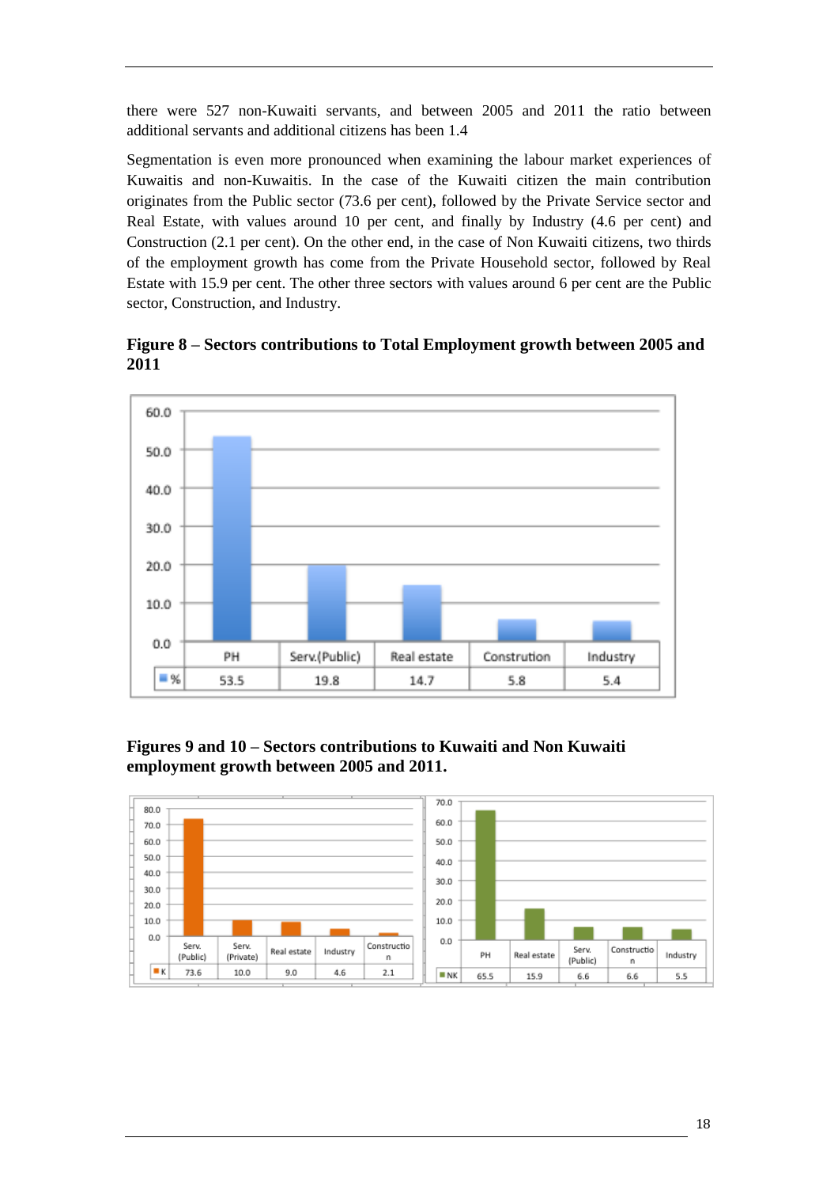there were 527 non-Kuwaiti servants, and between 2005 and 2011 the ratio between additional servants and additional citizens has been 1.4

Segmentation is even more pronounced when examining the labour market experiences of Kuwaitis and non-Kuwaitis. In the case of the Kuwaiti citizen the main contribution originates from the Public sector (73.6 per cent), followed by the Private Service sector and Real Estate, with values around 10 per cent, and finally by Industry (4.6 per cent) and Construction (2.1 per cent). On the other end, in the case of Non Kuwaiti citizens, two thirds of the employment growth has come from the Private Household sector, followed by Real Estate with 15.9 per cent. The other three sectors with values around 6 per cent are the Public sector, Construction, and Industry.

**Figure 8 – Sectors contributions to Total Employment growth between 2005 and 2011**

| | PH | Serv.(Public) | Real estate | Constrution | Industry |
|---|---|---|---|---|---|
| % | 53.5 | 19.8 | 14.7 | 5.8 | 5.4 |

**Figures 9 and 10 – Sectors contributions to Kuwaiti and Non Kuwaiti employment growth between 2005 and 2011.**

| | Serv. (Public) | Serv. (Private) | Real estate | Industry | Construction |
|---|---|---|---|---|---|
| K | 73.6 | 10.0 | 9.0 | 4.6 | 2.1 |

| | PH | Real estate | Serv. (Public) | Construction | Industry |
|---|---|---|---|---|---|
| NK | 65.5 | 15.9 | 6.6 | 6.6 | 5.5 |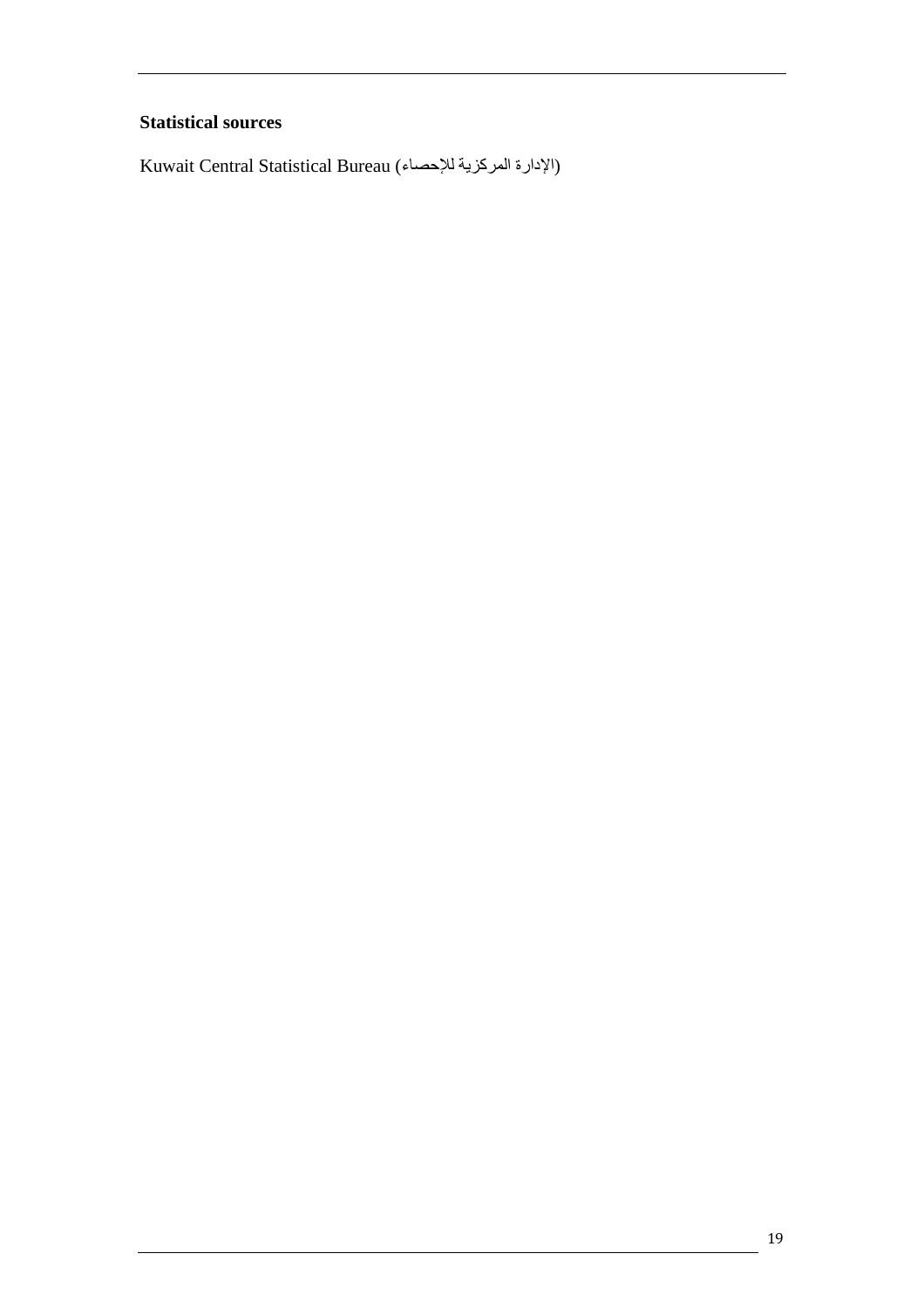**Statistical sources**

Kuwait Central Statistical Bureau (الإدارة المركزية للإحصاء)